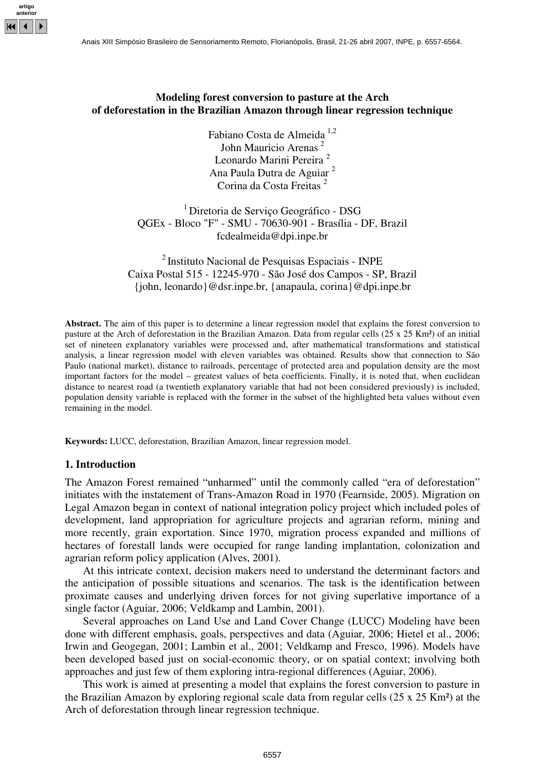# Modeling forest conversion to pasture at the Arch of deforestation in the Brazilian Amazon through linear regression technique

Fabiano Costa de Almeida [1,2]
John Mauricio Arenas [2]
Leonardo Marini Pereira [2]
Ana Paula Dutra de Aguiar [2]
Corina da Costa Freitas [2]

[1] Diretoria de Serviço Geográfico - DSG
QGEx - Bloco "F" - SMU - 70630-901 - Brasília - DF, Brazil
fcdealmeida@dpi.inpe.br

[2] Instituto Nacional de Pesquisas Espaciais - INPE
Caixa Postal 515 - 12245-970 - São José dos Campos - SP, Brazil
{john, leonardo}@dsr.inpe.br, {anapaula, corina}@dpi.inpe.br

**Abstract.** The aim of this paper is to determine a linear regression model that explains the forest conversion to pasture at the Arch of deforestation in the Brazilian Amazon. Data from regular cells (25 x 25 Km²) of an initial set of nineteen explanatory variables were processed and, after mathematical transformations and statistical analysis, a linear regression model with eleven variables was obtained. Results show that connection to São Paulo (national market), distance to railroads, percentage of protected area and population density are the most important factors for the model – greatest values of beta coefficients. Finally, it is noted that, when euclidean distance to nearest road (a twentieth explanatory variable that had not been considered previously) is included, population density variable is replaced with the former in the subset of the highlighted beta values without even remaining in the model.

**Keywords:** LUCC, deforestation, Brazilian Amazon, linear regression model.

## 1. Introduction

The Amazon Forest remained "unharmed" until the commonly called "era of deforestation" initiates with the instatement of Trans-Amazon Road in 1970 (Fearnside, 2005). Migration on Legal Amazon began in context of national integration policy project which included poles of development, land appropriation for agriculture projects and agrarian reform, mining and more recently, grain exportation. Since 1970, migration process expanded and millions of hectares of forestall lands were occupied for range landing implantation, colonization and agrarian reform policy application (Alves, 2001).

At this intricate context, decision makers need to understand the determinant factors and the anticipation of possible situations and scenarios. The task is the identification between proximate causes and underlying driven forces for not giving superlative importance of a single factor (Aguiar, 2006; Veldkamp and Lambin, 2001).

Several approaches on Land Use and Land Cover Change (LUCC) Modeling have been done with different emphasis, goals, perspectives and data (Aguiar, 2006; Hietel et al., 2006; Irwin and Geogegan, 2001; Lambin et al., 2001; Veldkamp and Fresco, 1996). Models have been developed based just on social-economic theory, or on spatial context; involving both approaches and just few of them exploring intra-regional differences (Aguiar, 2006).

This work is aimed at presenting a model that explains the forest conversion to pasture in the Brazilian Amazon by exploring regional scale data from regular cells (25 x 25 Km²) at the Arch of deforestation through linear regression technique.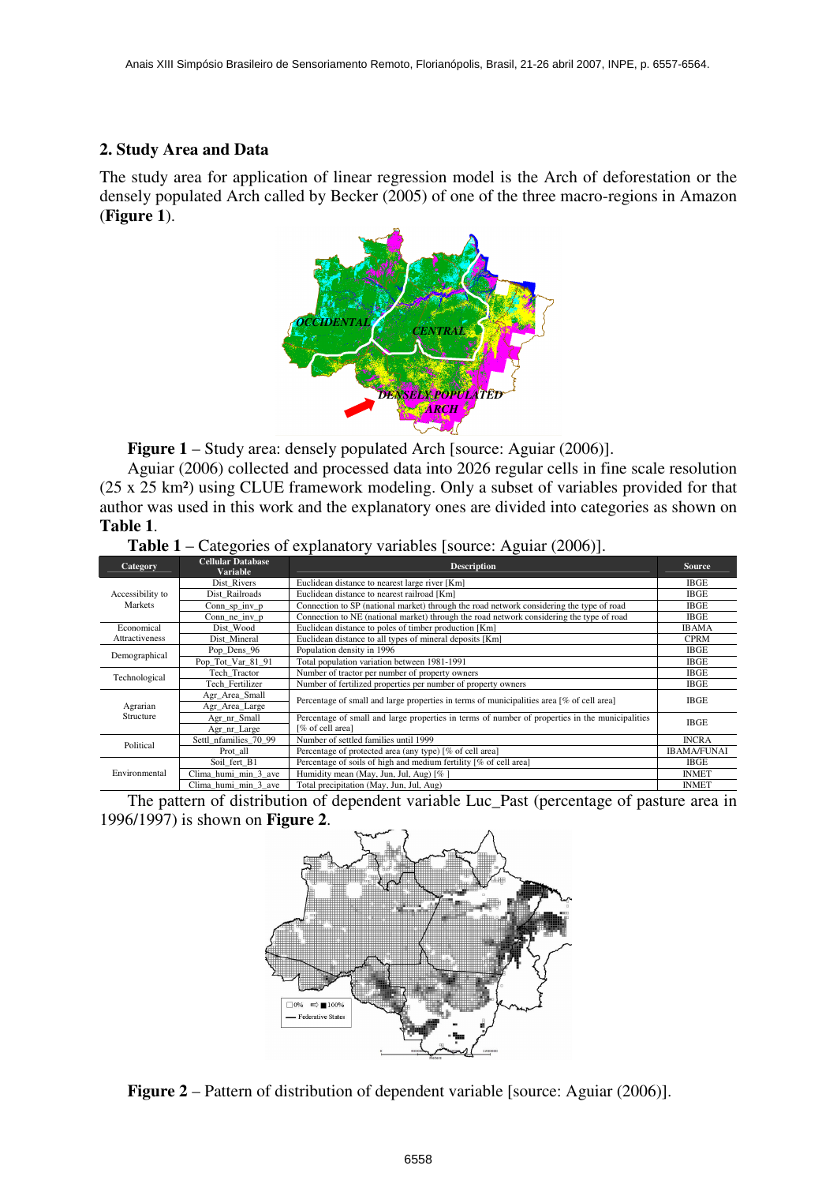## 2. Study Area and Data

The study area for application of linear regression model is the Arch of deforestation or the densely populated Arch called by Becker (2005) of one of the three macro-regions in Amazon (**Figure 1**).

OCCIDENTAL
CENTRAL
DENSELY POPULATED ARCH

**Figure 1** – Study area: densely populated Arch [source: Aguiar (2006)].

Aguiar (2006) collected and processed data into 2026 regular cells in fine scale resolution (25 x 25 km²) using CLUE framework modeling. Only a subset of variables provided for that author was used in this work and the explanatory ones are divided into categories as shown on **Table 1**.

**Table 1** – Categories of explanatory variables [source: Aguiar (2006)].

| Category | Cellular Database Variable | Description | Source |
|---|---|---|---|
| Accessibility to Markets | Dist_Rivers | Euclidean distance to nearest large river [Km] | IBGE |
| | Dist_Railroads | Euclidean distance to nearest railroad [Km] | IBGE |
| | Conn_sp_inv_p | Connection to SP (national market) through the road network considering the type of road | IBGE |
| | Conn_ne_inv_p | Connection to NE (national market) through the road network considering the type of road | IBGE |
| Economical Attractiveness | Dist_Wood | Euclidean distance to poles of timber production [Km] | IBAMA |
| | Dist_Mineral | Euclidean distance to all types of mineral deposits [Km] | CPRM |
| Demographical | Pop_Dens_96 | Population density in 1996 | IBGE |
| | Pop_Tot_Var_81_91 | Total population variation between 1981-1991 | IBGE |
| Technological | Tech_Tractor | Number of tractor per number of property owners | IBGE |
| | Tech_Fertilizer | Number of fertilized properties per number of property owners | IBGE |
| Agrarian Structure | Agr_Area_Small | Percentage of small and large properties in terms of municipalities area [% of cell area] | IBGE |
| | Agr_Area_Large | | |
| | Agr_nr_Small | Percentage of small and large properties in terms of number of properties in the municipalities [% of cell area] | IBGE |
| | Agr_nr_Large | | |
| Political | Settl_nfamilies_70_99 | Number of settled families until 1999 | INCRA |
| | Prot_all | Percentage of protected area (any type) [% of cell area] | IBAMA/FUNAI |
| Environmental | Soil_fert_B1 | Percentage of soils of high and medium fertility [% of cell area] | IBGE |
| | Clima_humi_min_3_ave | Humidity mean (May, Jun, Jul, Aug) [% ] | INMET |
| | Clima_humi_min_3_ave | Total precipitation (May, Jun, Jul, Aug) | INMET |

The pattern of distribution of dependent variable Luc_Past (percentage of pasture area in 1996/1997) is shown on **Figure 2**.

0% 100%
Federative States

**Figure 2** – Pattern of distribution of dependent variable [source: Aguiar (2006)].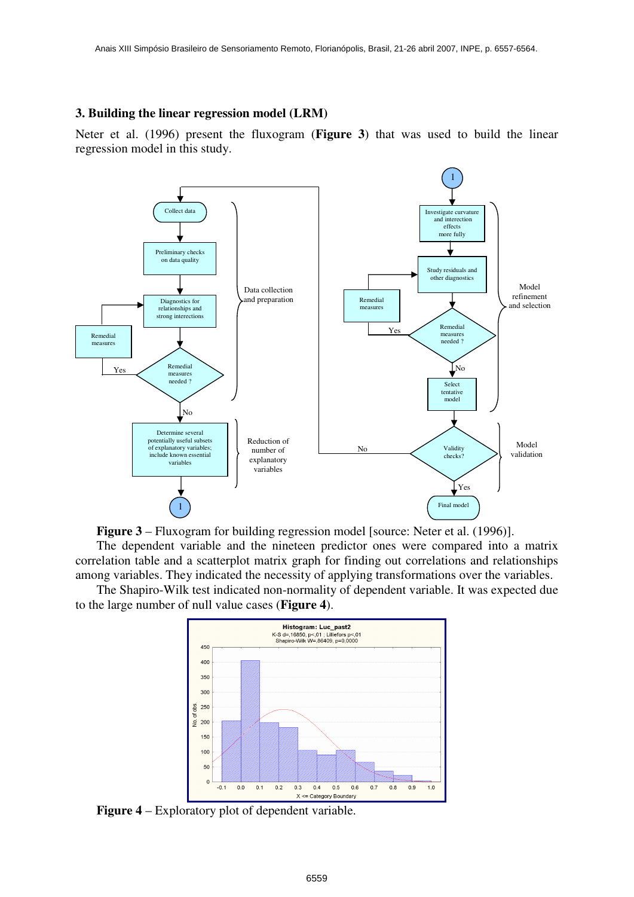## 3. Building the linear regression model (LRM)

Neter et al. (1996) present the fluxogram (**Figure 3**) that was used to build the linear regression model in this study.

Collect data

Preliminary checks on data quality

Diagnostics for relationships and strong intereactions

Remedial measures

Yes

Remedial measures needed ?

No

Data collection and preparation

Determine several potentially useful subsets of explanatory variables; include known essential variables

Reduction of number of explanatory variables

1

1

Investigate curvature and interection effects more fully

Study residuals and other diagnostics

Remedial measures

Yes

Remedial measures needed ?

No

Select tentative model

Model refinement and selection

No

Validity checks?

Yes

Final model

Model validation

**Figure 3** – Fluxogram for building regression model [source: Neter et al. (1996)].

The dependent variable and the nineteen predictor ones were compared into a matrix correlation table and a scatterplot matrix graph for finding out correlations and relationships among variables. They indicated the necessity of applying transformations over the variables.

The Shapiro-Wilk test indicated non-normality of dependent variable. It was expected due to the large number of null value cases (**Figure 4**).

Histogram: Luc_past2

K-S d=,16850, p<,01 ; Lilliefors p<,01

Shapiro-Wilk W=,86409, p=0,0000

No. of obs.

450
400
350
300
250
200
150
100
50
0

-0.1 0.0 0.1 0.2 0.3 0.4 0.5 0.6 0.7 0.8 0.9 1.0

X <= Category Boundary

**Figure 4** – Exploratory plot of dependent variable.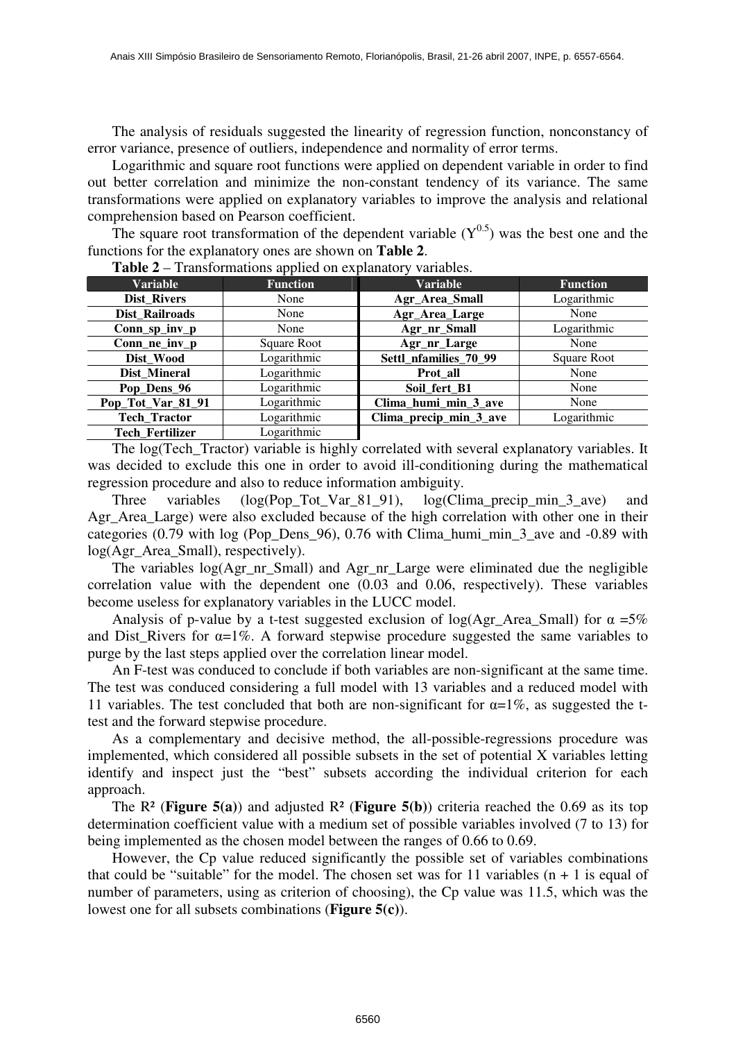The analysis of residuals suggested the linearity of regression function, nonconstancy of error variance, presence of outliers, independence and normality of error terms.

Logarithmic and square root functions were applied on dependent variable in order to find out better correlation and minimize the non-constant tendency of its variance. The same transformations were applied on explanatory variables to improve the analysis and relational comprehension based on Pearson coefficient.

The square root transformation of the dependent variable ($Y^{0.5}$) was the best one and the functions for the explanatory ones are shown on **Table 2**.

**Table 2** – Transformations applied on explanatory variables.

| Variable | Function | Variable | Function |
|---|---|---|---|
| **Dist_Rivers** | None | **Agr_Area_Small** | Logarithmic |
| **Dist_Railroads** | None | **Agr_Area_Large** | None |
| **Conn_sp_inv_p** | None | **Agr_nr_Small** | Logarithmic |
| **Conn_ne_inv_p** | Square Root | **Agr_nr_Large** | None |
| **Dist_Wood** | Logarithmic | **Settl_nfamilies_70_99** | Square Root |
| **Dist_Mineral** | Logarithmic | **Prot_all** | None |
| **Pop_Dens_96** | Logarithmic | **Soil_fert_B1** | None |
| **Pop_Tot_Var_81_91** | Logarithmic | **Clima_humi_min_3_ave** | None |
| **Tech_Tractor** | Logarithmic | **Clima_precip_min_3_ave** | Logarithmic |
| **Tech_Fertilizer** | Logarithmic | | |

The log(Tech_Tractor) variable is highly correlated with several explanatory variables. It was decided to exclude this one in order to avoid ill-conditioning during the mathematical regression procedure and also to reduce information ambiguity.

Three variables (log(Pop_Tot_Var_81_91), log(Clima_precip_min_3_ave) and Agr_Area_Large) were also excluded because of the high correlation with other one in their categories (0.79 with log (Pop_Dens_96), 0.76 with Clima_humi_min_3_ave and -0.89 with log(Agr_Area_Small), respectively).

The variables log(Agr_nr_Small) and Agr_nr_Large were eliminated due the negligible correlation value with the dependent one (0.03 and 0.06, respectively). These variables become useless for explanatory variables in the LUCC model.

Analysis of p-value by a t-test suggested exclusion of log(Agr_Area_Small) for $\alpha = 5\%$ and Dist_Rivers for $\alpha = 1\%$. A forward stepwise procedure suggested the same variables to purge by the last steps applied over the correlation linear model.

An F-test was conduced to conclude if both variables are non-significant at the same time. The test was conduced considering a full model with 13 variables and a reduced model with 11 variables. The test concluded that both are non-significant for $\alpha = 1\%$, as suggested the t-test and the forward stepwise procedure.

As a complementary and decisive method, the all-possible-regressions procedure was implemented, which considered all possible subsets in the set of potential X variables letting identify and inspect just the "best" subsets according the individual criterion for each approach.

The $R^2$ (**Figure 5(a)**) and adjusted $R^2$ (**Figure 5(b)**) criteria reached the 0.69 as its top determination coefficient value with a medium set of possible variables involved (7 to 13) for being implemented as the chosen model between the ranges of 0.66 to 0.69.

However, the Cp value reduced significantly the possible set of variables combinations that could be "suitable" for the model. The chosen set was for 11 variables ($n + 1$ is equal of number of parameters, using as criterion of choosing), the Cp value was 11.5, which was the lowest one for all subsets combinations (**Figure 5(c)**).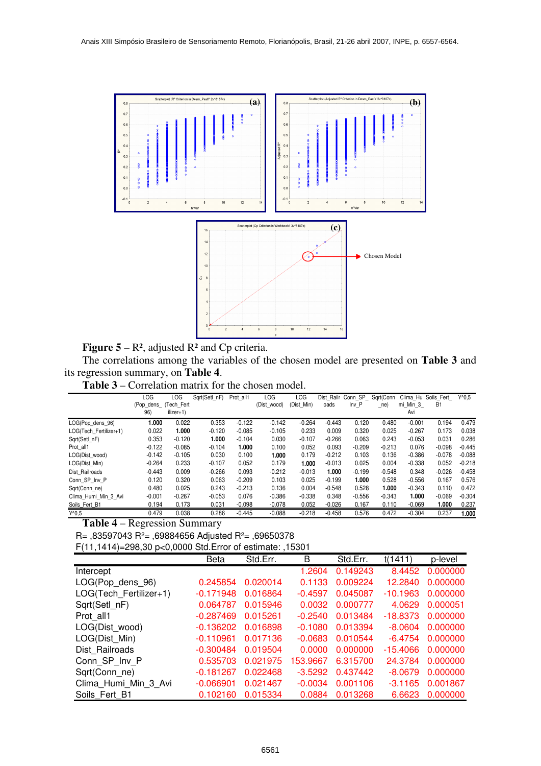Scatterplot (R² Criterion in Desm_PastY 2v*8187c)

(a)

Scatterplot (Adjusted R² Criterion in Desm_PastY 2v*8187c)

(b)

Scatterplot (Cp Criterion in Workbook1 3v*8187c)

(c)

Chosen Model

**Figure 5** – R², adjusted R² and Cp criteria.

The correlations among the variables of the chosen model are presented on **Table 3** and its regression summary, on **Table 4**.

**Table 3** – Correlation matrix for the chosen model.

| | LOG (Pop_dens_96) | LOG (Tech_Fertilizer+1) | Sqrt(Setl_nF) | Prot_all1 | LOG (Dist_wood) | LOG (Dist_Min) | Dist_Railroads | Conn_SP_Inv_P | Sqrt(Conn_ne) | Clima_Humi_Min_3_Avi | Soils_Fert_B1 | Y^0,5 |
|---|---|---|---|---|---|---|---|---|---|---|---|---|
| LOG(Pop_dens_96) | **1.000** | 0.022 | 0.353 | -0.122 | -0.142 | -0.264 | -0.443 | 0.120 | 0.480 | -0.001 | 0.194 | 0.479 |
| LOG(Tech_Fertilizer+1) | 0.022 | **1.000** | -0.120 | -0.085 | -0.105 | 0.233 | 0.009 | 0.320 | 0.025 | -0.267 | 0.173 | 0.038 |
| Sqrt(Setl_nF) | 0.353 | -0.120 | **1.000** | -0.104 | 0.030 | -0.107 | -0.266 | 0.063 | 0.243 | -0.053 | 0.031 | 0.286 |
| Prot_all1 | -0.122 | -0.085 | -0.104 | **1.000** | 0.100 | 0.052 | 0.093 | -0.209 | -0.213 | 0.076 | -0.098 | -0.445 |
| LOG(Dist_wood) | -0.142 | -0.105 | 0.030 | 0.100 | **1.000** | 0.179 | -0.212 | 0.103 | 0.136 | -0.386 | -0.078 | -0.088 |
| LOG(Dist_Min) | -0.264 | 0.233 | -0.107 | 0.052 | 0.179 | **1.000** | -0.013 | 0.025 | 0.004 | -0.338 | 0.052 | -0.218 |
| Dist_Railroads | -0.443 | 0.009 | -0.266 | 0.093 | -0.212 | -0.013 | **1.000** | -0.199 | -0.548 | 0.348 | -0.026 | -0.458 |
| Conn_SP_Inv_P | 0.120 | 0.320 | 0.063 | -0.209 | 0.103 | 0.025 | -0.199 | **1.000** | 0.528 | -0.556 | 0.167 | 0.576 |
| Sqrt(Conn_ne) | 0.480 | 0.025 | 0.243 | -0.213 | 0.136 | 0.004 | -0.548 | 0.528 | **1.000** | -0.343 | 0.110 | 0.472 |
| Clima_Humi_Min_3_Avi | -0.001 | -0.267 | -0.053 | 0.076 | -0.386 | -0.338 | 0.348 | -0.556 | -0.343 | **1.000** | -0.069 | -0.304 |
| Soils_Fert_B1 | 0.194 | 0.173 | 0.031 | -0.098 | -0.078 | 0.052 | -0.026 | 0.167 | 0.110 | -0.069 | **1.000** | 0.237 |
| Y^0,5 | 0.479 | 0.038 | 0.286 | -0.445 | -0.088 | -0.218 | -0.458 | 0.576 | 0.472 | -0.304 | 0.237 | **1.000** |

**Table 4** – Regression Summary

R= ,83597043 R²= ,69884656 Adjusted R²= ,69650378

F(11,1414)=298,30 p<0,0000 Std.Error of estimate: ,15301

| | Beta | Std.Err. | B | Std.Err. | t(1411) | p-level |
|---|---|---|---|---|---|---|
| Intercept | | | 1.2604 | 0.149243 | 8.4452 | 0.000000 |
| LOG(Pop_dens_96) | 0.245854 | 0.020014 | 0.1133 | 0.009224 | 12.2840 | 0.000000 |
| LOG(Tech_Fertilizer+1) | -0.171948 | 0.016864 | -0.4597 | 0.045087 | -10.1963 | 0.000000 |
| Sqrt(Setl_nF) | 0.064787 | 0.015946 | 0.0032 | 0.000777 | 4.0629 | 0.000051 |
| Prot_all1 | -0.287469 | 0.015261 | -0.2540 | 0.013484 | -18.8373 | 0.000000 |
| LOG(Dist_wood) | -0.136202 | 0.016898 | -0.1080 | 0.013394 | -8.0604 | 0.000000 |
| LOG(Dist_Min) | -0.110961 | 0.017136 | -0.0683 | 0.010544 | -6.4754 | 0.000000 |
| Dist_Railroads | -0.300484 | 0.019504 | 0.0000 | 0.000000 | -15.4066 | 0.000000 |
| Conn_SP_Inv_P | 0.535703 | 0.021975 | 153.9667 | 6.315700 | 24.3784 | 0.000000 |
| Sqrt(Conn_ne) | -0.181267 | 0.022468 | -3.5292 | 0.437442 | -8.0679 | 0.000000 |
| Clima_Humi_Min_3_Avi | -0.066901 | 0.021467 | -0.0034 | 0.001106 | -3.1165 | 0.001867 |
| Soils_Fert_B1 | 0.102160 | 0.015334 | 0.0884 | 0.013268 | 6.6623 | 0.000000 |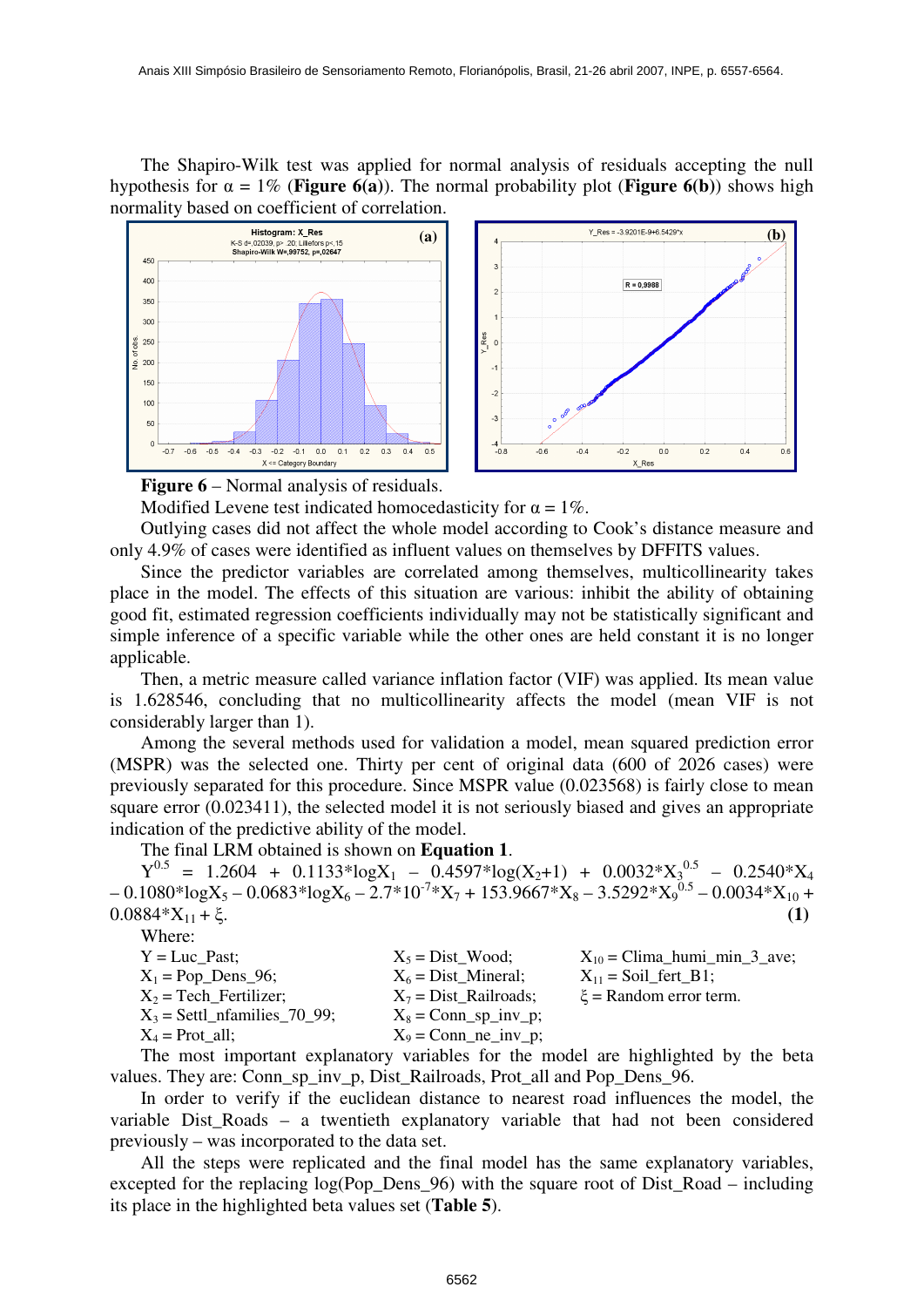The Shapiro-Wilk test was applied for normal analysis of residuals accepting the null hypothesis for $\alpha = 1\%$ (**Figure 6(a)**). The normal probability plot (**Figure 6(b)**) shows high normality based on coefficient of correlation.

(a)
Histogram: X_Res
K-S d=,02039, p> .20; Lilliefors p<,15
Shapiro-Wilk W=,99752, p=,02647
No. of obs.
X <= Category Boundary

(b)
Y_Res = -3.9201E-9+6.5429*x
R = 0,9988
Y_Res
X_Res

**Figure 6** – Normal analysis of residuals.

Modified Levene test indicated homocedasticity for $\alpha = 1\%$.

Outlying cases did not affect the whole model according to Cook's distance measure and only 4.9% of cases were identified as influent values on themselves by DFFITS values.

Since the predictor variables are correlated among themselves, multicollinearity takes place in the model. The effects of this situation are various: inhibit the ability of obtaining good fit, estimated regression coefficients individually may not be statistically significant and simple inference of a specific variable while the other ones are held constant it is no longer applicable.

Then, a metric measure called variance inflation factor (VIF) was applied. Its mean value is 1.628546, concluding that no multicollinearity affects the model (mean VIF is not considerably larger than 1).

Among the several methods used for validation a model, mean squared prediction error (MSPR) was the selected one. Thirty per cent of original data (600 of 2026 cases) were previously separated for this procedure. Since MSPR value (0.023568) is fairly close to mean square error (0.023411), the selected model it is not seriously biased and gives an appropriate indication of the predictive ability of the model.

The final LRM obtained is shown on **Equation 1**.

$$Y^{0.5} = 1.2604 + 0.1133*\log X_1 - 0.4597*\log(X_2+1) + 0.0032*X_3^{0.5} - 0.2540*X_4 - 0.1080*\log X_5 - 0.0683*\log X_6 - 2.7*10^{-7}*X_7 + 153.9667*X_8 - 3.5292*X_9^{0.5} - 0.0034*X_{10} + 0.0884*X_{11} + \xi. \quad \textbf{(1)}$$

Where:

| | | |
|---|---|---|
| $Y$ = Luc_Past; | $X_5$ = Dist_Wood; | $X_{10}$ = Clima_humi_min_3_ave; |
| $X_1$ = Pop_Dens_96; | $X_6$ = Dist_Mineral; | $X_{11}$ = Soil_fert_B1; |
| $X_2$ = Tech_Fertilizer; | $X_7$ = Dist_Railroads; | $\xi$ = Random error term. |
| $X_3$ = Settl_nfamilies_70_99; | $X_8$ = Conn_sp_inv_p; | |
| $X_4$ = Prot_all; | $X_9$ = Conn_ne_inv_p; | |

The most important explanatory variables for the model are highlighted by the beta values. They are: Conn_sp_inv_p, Dist_Railroads, Prot_all and Pop_Dens_96.

In order to verify if the euclidean distance to nearest road influences the model, the variable Dist_Roads – a twentieth explanatory variable that had not been considered previously – was incorporated to the data set.

All the steps were replicated and the final model has the same explanatory variables, excepted for the replacing log(Pop_Dens_96) with the square root of Dist_Road – including its place in the highlighted beta values set (**Table 5**).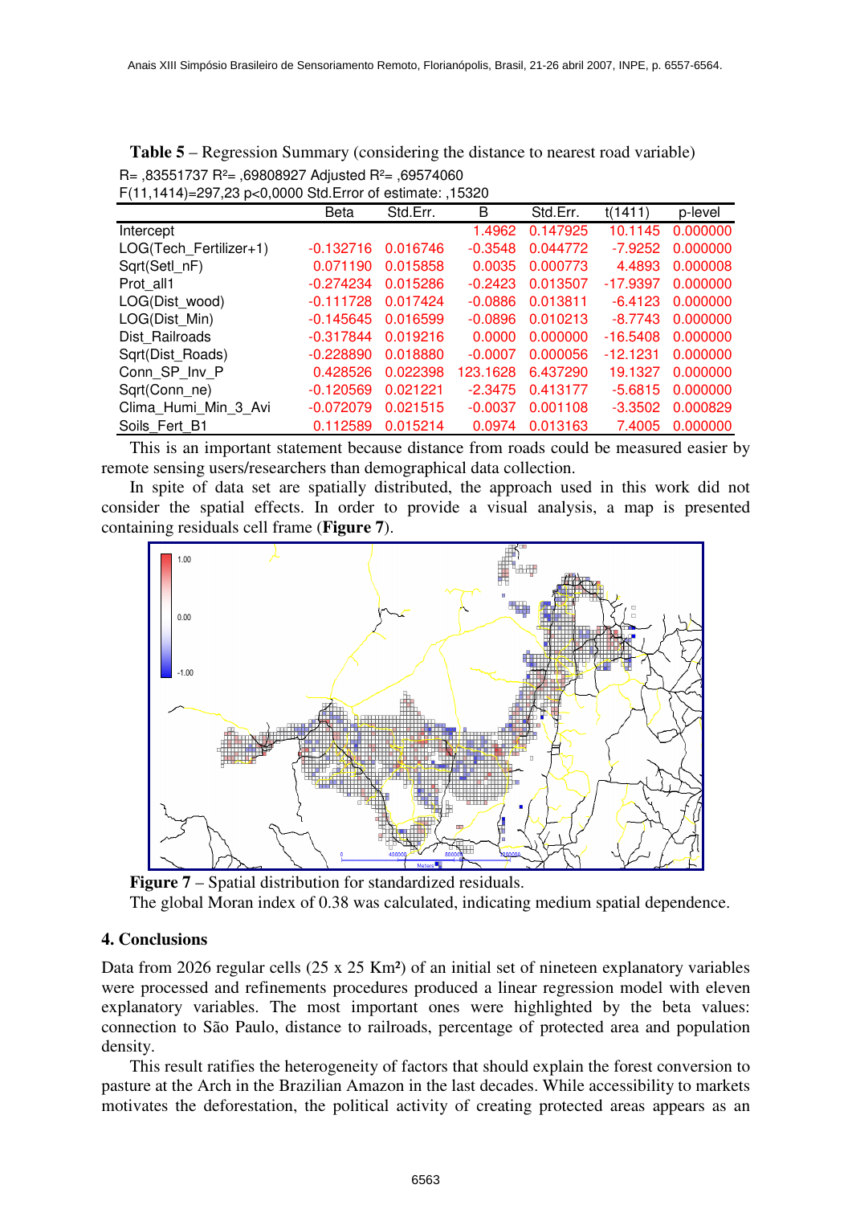**Table 5** – Regression Summary (considering the distance to nearest road variable)

R= ,83551737 R²= ,69808927 Adjusted R²= ,69574060
F(11,1414)=297,23 p<0,0000 Std.Error of estimate: ,15320

| | Beta | Std.Err. | B | Std.Err. | t(1411) | p-level |
|---|---|---|---|---|---|---|
| Intercept | | | 1.4962 | 0.147925 | 10.1145 | 0.000000 |
| LOG(Tech_Fertilizer+1) | -0.132716 | 0.016746 | -0.3548 | 0.044772 | -7.9252 | 0.000000 |
| Sqrt(Setl_nF) | 0.071190 | 0.015858 | 0.0035 | 0.000773 | 4.4893 | 0.000008 |
| Prot_all1 | -0.274234 | 0.015286 | -0.2423 | 0.013507 | -17.9397 | 0.000000 |
| LOG(Dist_wood) | -0.111728 | 0.017424 | -0.0886 | 0.013811 | -6.4123 | 0.000000 |
| LOG(Dist_Min) | -0.145645 | 0.016599 | -0.0896 | 0.010213 | -8.7743 | 0.000000 |
| Dist_Railroads | -0.317844 | 0.019216 | 0.0000 | 0.000000 | -16.5408 | 0.000000 |
| Sqrt(Dist_Roads) | -0.228890 | 0.018880 | -0.0007 | 0.000056 | -12.1231 | 0.000000 |
| Conn_SP_Inv_P | 0.428526 | 0.022398 | 123.1628 | 6.437290 | 19.1327 | 0.000000 |
| Sqrt(Conn_ne) | -0.120569 | 0.021221 | -2.3475 | 0.413177 | -5.6815 | 0.000000 |
| Clima_Humi_Min_3_Avi | -0.072079 | 0.021515 | -0.0037 | 0.001108 | -3.3502 | 0.000829 |
| Soils_Fert_B1 | 0.112589 | 0.015214 | 0.0974 | 0.013163 | 7.4005 | 0.000000 |

This is an important statement because distance from roads could be measured easier by remote sensing users/researchers than demographical data collection.

In spite of data set are spatially distributed, the approach used in this work did not consider the spatial effects. In order to provide a visual analysis, a map is presented containing residuals cell frame (**Figure 7**).

1.00
0.00
-1.00
0
400000
800000
1200000
Meters

**Figure 7** – Spatial distribution for standardized residuals.

The global Moran index of 0.38 was calculated, indicating medium spatial dependence.

## 4. Conclusions

Data from 2026 regular cells (25 x 25 Km²) of an initial set of nineteen explanatory variables were processed and refinements procedures produced a linear regression model with eleven explanatory variables. The most important ones were highlighted by the beta values: connection to São Paulo, distance to railroads, percentage of protected area and population density.

This result ratifies the heterogeneity of factors that should explain the forest conversion to pasture at the Arch in the Brazilian Amazon in the last decades. While accessibility to markets motivates the deforestation, the political activity of creating protected areas appears as an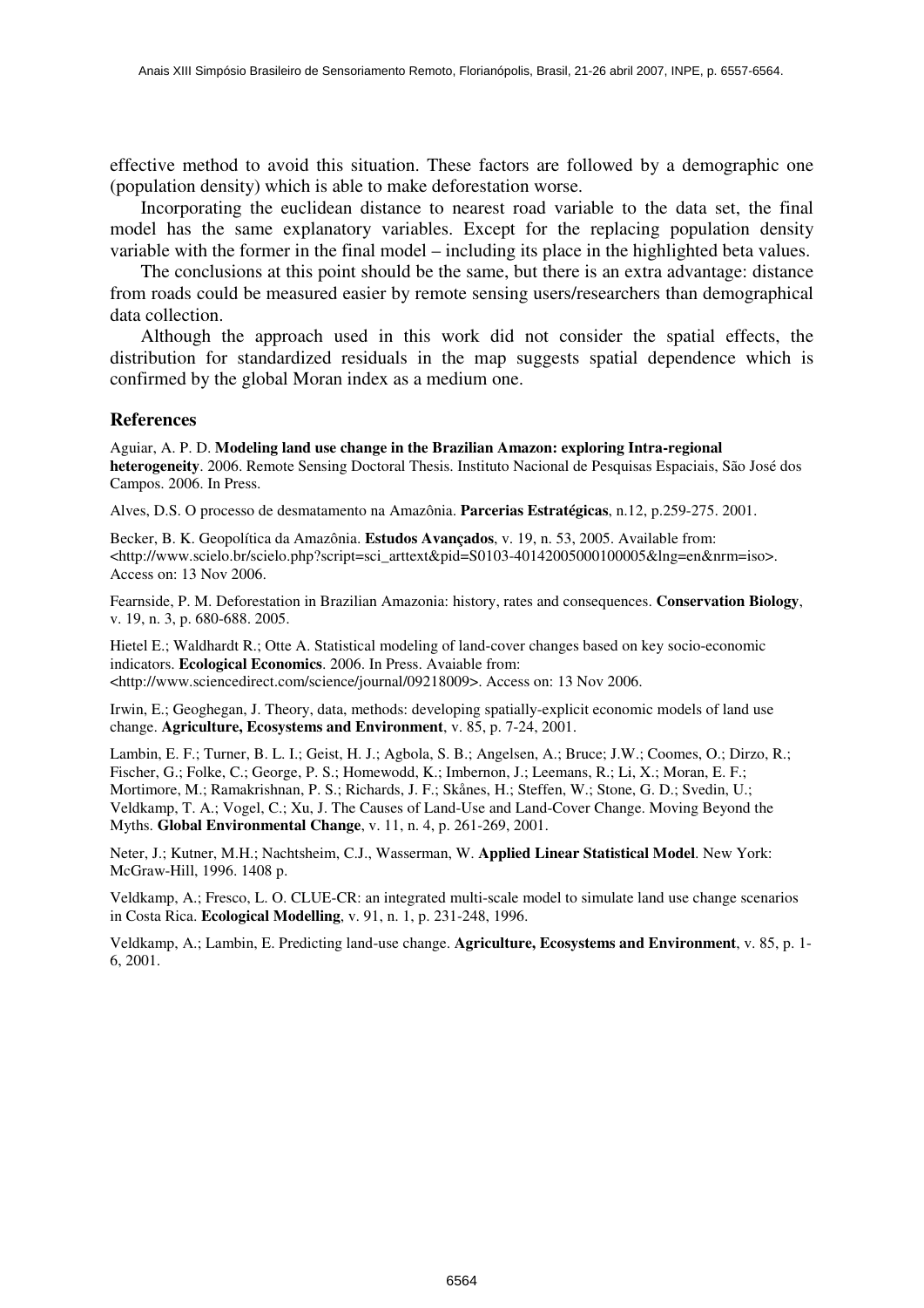effective method to avoid this situation. These factors are followed by a demographic one (population density) which is able to make deforestation worse.

Incorporating the euclidean distance to nearest road variable to the data set, the final model has the same explanatory variables. Except for the replacing population density variable with the former in the final model – including its place in the highlighted beta values.

The conclusions at this point should be the same, but there is an extra advantage: distance from roads could be measured easier by remote sensing users/researchers than demographical data collection.

Although the approach used in this work did not consider the spatial effects, the distribution for standardized residuals in the map suggests spatial dependence which is confirmed by the global Moran index as a medium one.

## References

Aguiar, A. P. D. **Modeling land use change in the Brazilian Amazon: exploring Intra-regional heterogeneity**. 2006. Remote Sensing Doctoral Thesis. Instituto Nacional de Pesquisas Espaciais, São José dos Campos. 2006. In Press.

Alves, D.S. O processo de desmatamento na Amazônia. **Parcerias Estratégicas**, n.12, p.259-275. 2001.

Becker, B. K. Geopolítica da Amazônia. **Estudos Avançados**, v. 19, n. 53, 2005. Available from: <http://www.scielo.br/scielo.php?script=sci_arttext&pid=S0103-40142005000100005&lng=en&nrm=iso>. Access on: 13 Nov 2006.

Fearnside, P. M. Deforestation in Brazilian Amazonia: history, rates and consequences. **Conservation Biology**, v. 19, n. 3, p. 680-688. 2005.

Hietel E.; Waldhardt R.; Otte A. Statistical modeling of land-cover changes based on key socio-economic indicators. **Ecological Economics**. 2006. In Press. Avaiable from: <http://www.sciencedirect.com/science/journal/09218009>. Access on: 13 Nov 2006.

Irwin, E.; Geoghegan, J. Theory, data, methods: developing spatially-explicit economic models of land use change. **Agriculture, Ecosystems and Environment**, v. 85, p. 7-24, 2001.

Lambin, E. F.; Turner, B. L. I.; Geist, H. J.; Agbola, S. B.; Angelsen, A.; Bruce; J.W.; Coomes, O.; Dirzo, R.; Fischer, G.; Folke, C.; George, P. S.; Homewodd, K.; Imbernon, J.; Leemans, R.; Li, X.; Moran, E. F.; Mortimore, M.; Ramakrishnan, P. S.; Richards, J. F.; Skånes, H.; Steffen, W.; Stone, G. D.; Svedin, U.; Veldkamp, T. A.; Vogel, C.; Xu, J. The Causes of Land-Use and Land-Cover Change. Moving Beyond the Myths. **Global Environmental Change**, v. 11, n. 4, p. 261-269, 2001.

Neter, J.; Kutner, M.H.; Nachtsheim, C.J., Wasserman, W. **Applied Linear Statistical Model**. New York: McGraw-Hill, 1996. 1408 p.

Veldkamp, A.; Fresco, L. O. CLUE-CR: an integrated multi-scale model to simulate land use change scenarios in Costa Rica. **Ecological Modelling**, v. 91, n. 1, p. 231-248, 1996.

Veldkamp, A.; Lambin, E. Predicting land-use change. **Agriculture, Ecosystems and Environment**, v. 85, p. 1-6, 2001.